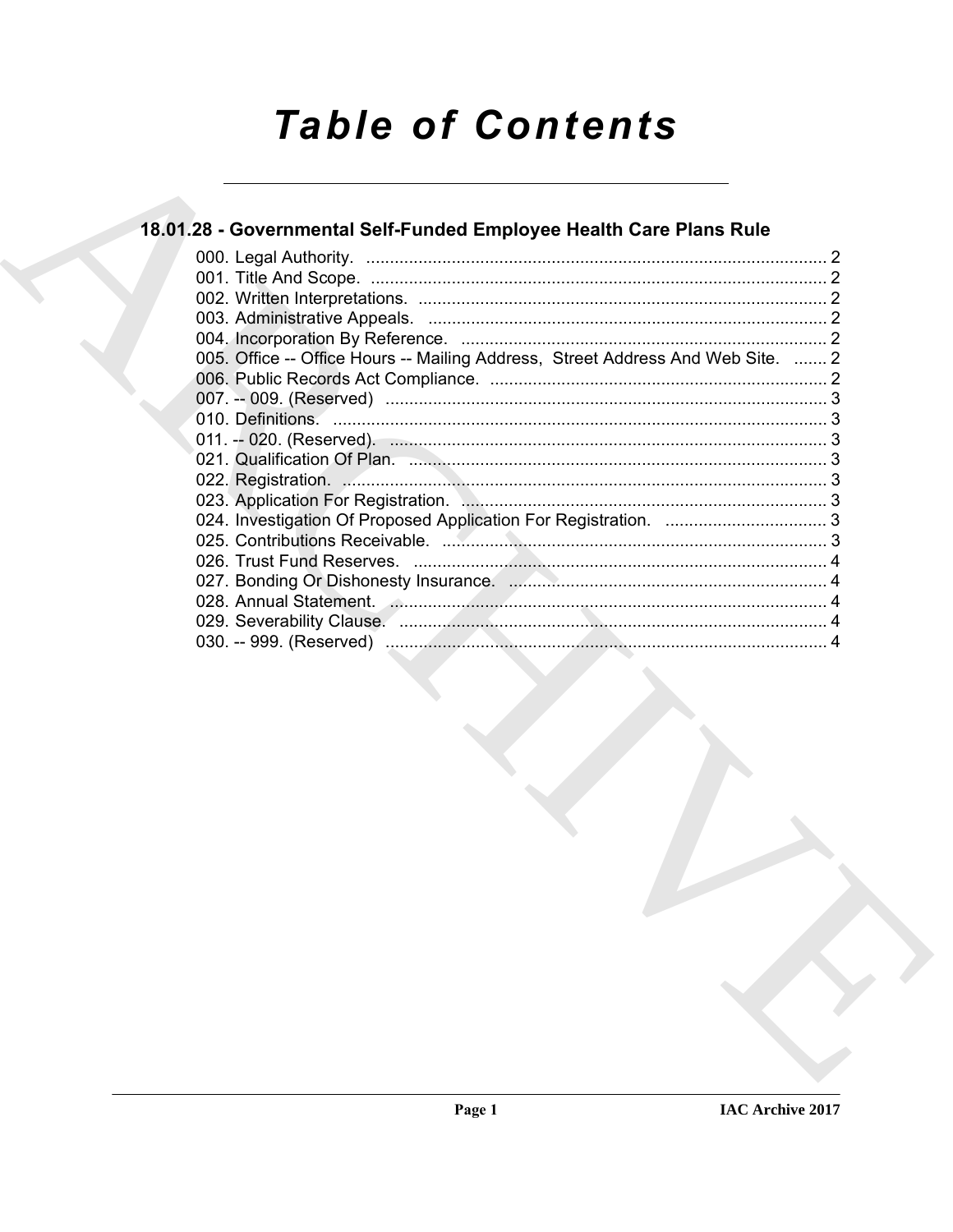# Table of Contents

## 18.01.28 - Governmental Self-Funded Employee Health Care Plans Rule

000. Legal Authority. ................................................................................................. 2
001. Title And Scope. ................................................................................................ 2
002. Written Interpretations. ...................................................................................... 2
003. Administrative Appeals. .................................................................................... 2
004. Incorporation By Reference. ............................................................................. 2
005. Office -- Office Hours -- Mailing Address, Street Address And Web Site. ....... 2
006. Public Records Act Compliance. ....................................................................... 2
007. -- 009. (Reserved) ............................................................................................. 3
010. Definitions. ........................................................................................................ 3
011. -- 020. (Reserved). ............................................................................................ 3
021. Qualification Of Plan. ........................................................................................ 3
022. Registration. ...................................................................................................... 3
023. Application For Registration. ............................................................................. 3
024. Investigation Of Proposed Application For Registration. .................................. 3
025. Contributions Receivable. ................................................................................. 3
026. Trust Fund Reserves. ....................................................................................... 4
027. Bonding Or Dishonesty Insurance. ................................................................... 4
028. Annual Statement. ............................................................................................ 4
029. Severability Clause. .......................................................................................... 4
030. -- 999. (Reserved) ............................................................................................. 4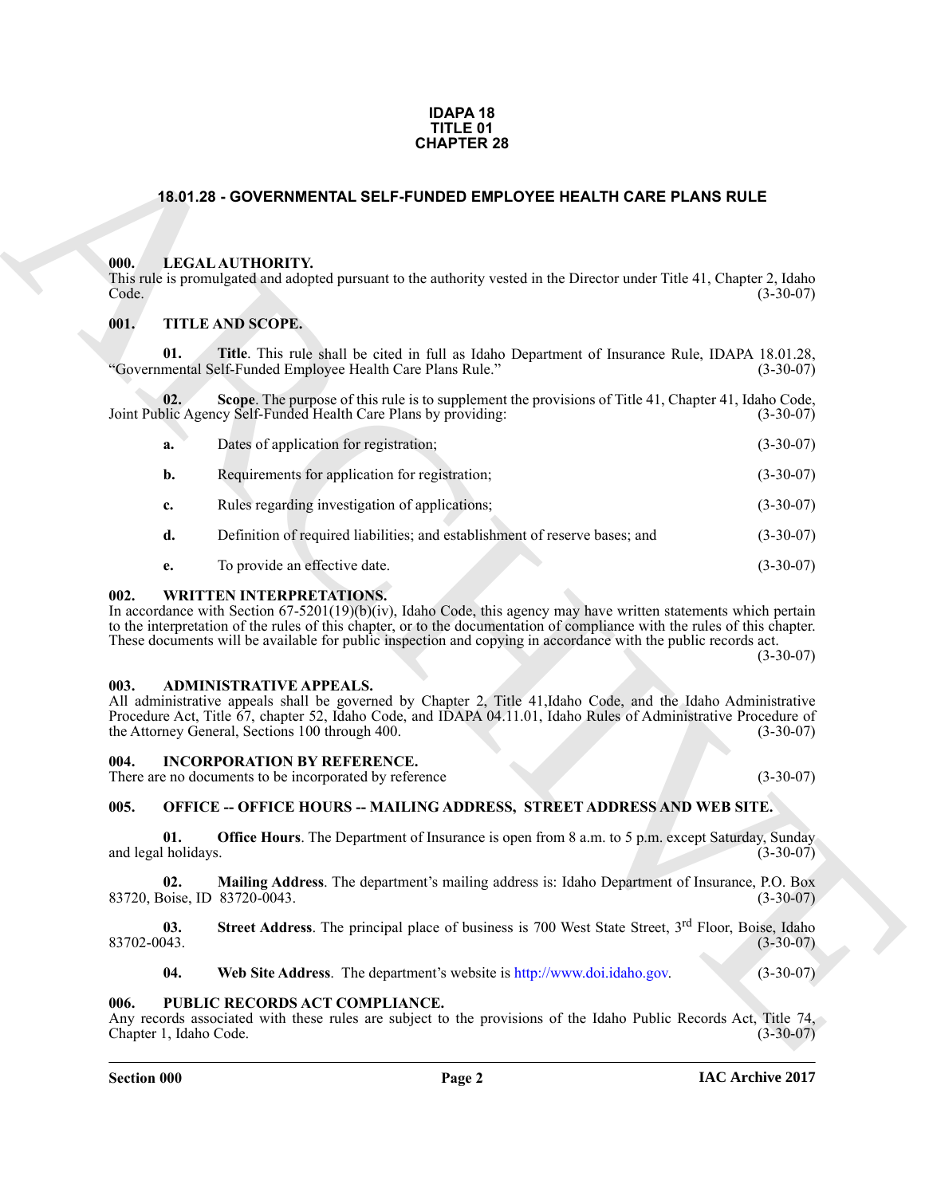# IDAPA 18
# TITLE 01
# CHAPTER 28

## 18.01.28 - GOVERNMENTAL SELF-FUNDED EMPLOYEE HEALTH CARE PLANS RULE

### 000. LEGAL AUTHORITY.

This rule is promulgated and adopted pursuant to the authority vested in the Director under Title 41, Chapter 2, Idaho Code. (3-30-07)

### 001. TITLE AND SCOPE.

**01. Title**. This rule shall be cited in full as Idaho Department of Insurance Rule, IDAPA 18.01.28, "Governmental Self-Funded Employee Health Care Plans Rule." (3-30-07)

**02. Scope**. The purpose of this rule is to supplement the provisions of Title 41, Chapter 41, Idaho Code, Joint Public Agency Self-Funded Health Care Plans by providing: (3-30-07)

**a.** Dates of application for registration; (3-30-07)

**b.** Requirements for application for registration; (3-30-07)

**c.** Rules regarding investigation of applications; (3-30-07)

**d.** Definition of required liabilities; and establishment of reserve bases; and (3-30-07)

**e.** To provide an effective date. (3-30-07)

### 002. WRITTEN INTERPRETATIONS.

In accordance with Section 67-5201(19)(b)(iv), Idaho Code, this agency may have written statements which pertain to the interpretation of the rules of this chapter, or to the documentation of compliance with the rules of this chapter. These documents will be available for public inspection and copying in accordance with the public records act. (3-30-07)

### 003. ADMINISTRATIVE APPEALS.

All administrative appeals shall be governed by Chapter 2, Title 41,Idaho Code, and the Idaho Administrative Procedure Act, Title 67, chapter 52, Idaho Code, and IDAPA 04.11.01, Idaho Rules of Administrative Procedure of the Attorney General, Sections 100 through 400. (3-30-07)

### 004. INCORPORATION BY REFERENCE.

There are no documents to be incorporated by reference (3-30-07)

### 005. OFFICE -- OFFICE HOURS -- MAILING ADDRESS, STREET ADDRESS AND WEB SITE.

**01. Office Hours**. The Department of Insurance is open from 8 a.m. to 5 p.m. except Saturday, Sunday and legal holidays. (3-30-07)

**02. Mailing Address**. The department's mailing address is: Idaho Department of Insurance, P.O. Box 83720, Boise, ID 83720-0043. (3-30-07)

**03. Street Address**. The principal place of business is 700 West State Street, 3rd Floor, Boise, Idaho 83702-0043. (3-30-07)

**04. Web Site Address**. The department's website is http://www.doi.idaho.gov. (3-30-07)

### 006. PUBLIC RECORDS ACT COMPLIANCE.

Any records associated with these rules are subject to the provisions of the Idaho Public Records Act, Title 74, Chapter 1, Idaho Code. (3-30-07)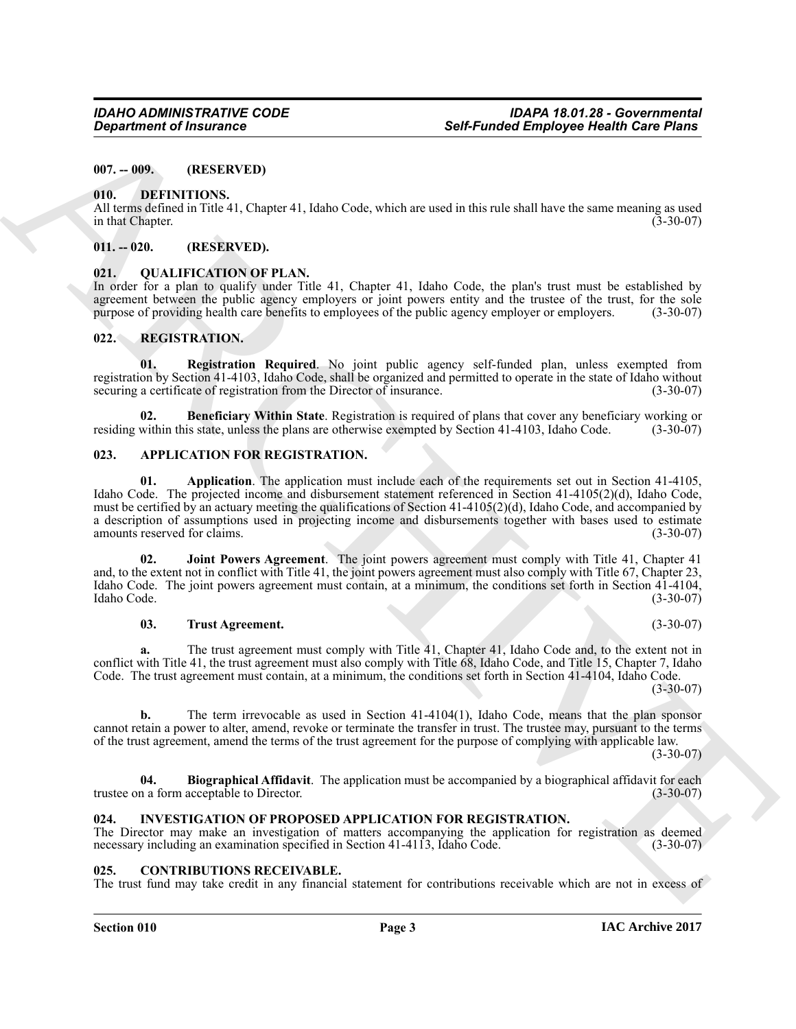## 007. -- 009. (RESERVED)

## 010. DEFINITIONS.

All terms defined in Title 41, Chapter 41, Idaho Code, which are used in this rule shall have the same meaning as used in that Chapter. (3-30-07)

## 011. -- 020. (RESERVED).

## 021. QUALIFICATION OF PLAN.

In order for a plan to qualify under Title 41, Chapter 41, Idaho Code, the plan's trust must be established by agreement between the public agency employers or joint powers entity and the trustee of the trust, for the sole purpose of providing health care benefits to employees of the public agency employer or employers. (3-30-07)

## 022. REGISTRATION.

**01. Registration Required**. No joint public agency self-funded plan, unless exempted from registration by Section 41-4103, Idaho Code, shall be organized and permitted to operate in the state of Idaho without securing a certificate of registration from the Director of insurance. (3-30-07)

**02. Beneficiary Within State**. Registration is required of plans that cover any beneficiary working or residing within this state, unless the plans are otherwise exempted by Section 41-4103, Idaho Code. (3-30-07)

## 023. APPLICATION FOR REGISTRATION.

**01. Application**. The application must include each of the requirements set out in Section 41-4105, Idaho Code. The projected income and disbursement statement referenced in Section 41-4105(2)(d), Idaho Code, must be certified by an actuary meeting the qualifications of Section 41-4105(2)(d), Idaho Code, and accompanied by a description of assumptions used in projecting income and disbursements together with bases used to estimate amounts reserved for claims. (3-30-07)

**02. Joint Powers Agreement**. The joint powers agreement must comply with Title 41, Chapter 41 and, to the extent not in conflict with Title 41, the joint powers agreement must also comply with Title 67, Chapter 23, Idaho Code. The joint powers agreement must contain, at a minimum, the conditions set forth in Section 41-4104, Idaho Code. (3-30-07)

**03. Trust Agreement.** (3-30-07)

**a.** The trust agreement must comply with Title 41, Chapter 41, Idaho Code and, to the extent not in conflict with Title 41, the trust agreement must also comply with Title 68, Idaho Code, and Title 15, Chapter 7, Idaho Code. The trust agreement must contain, at a minimum, the conditions set forth in Section 41-4104, Idaho Code. (3-30-07)

**b.** The term irrevocable as used in Section 41-4104(1), Idaho Code, means that the plan sponsor cannot retain a power to alter, amend, revoke or terminate the transfer in trust. The trustee may, pursuant to the terms of the trust agreement, amend the terms of the trust agreement for the purpose of complying with applicable law. (3-30-07)

**04. Biographical Affidavit**. The application must be accompanied by a biographical affidavit for each trustee on a form acceptable to Director. (3-30-07)

## 024. INVESTIGATION OF PROPOSED APPLICATION FOR REGISTRATION.

The Director may make an investigation of matters accompanying the application for registration as deemed necessary including an examination specified in Section 41-4113, Idaho Code. (3-30-07)

## 025. CONTRIBUTIONS RECEIVABLE.

The trust fund may take credit in any financial statement for contributions receivable which are not in excess of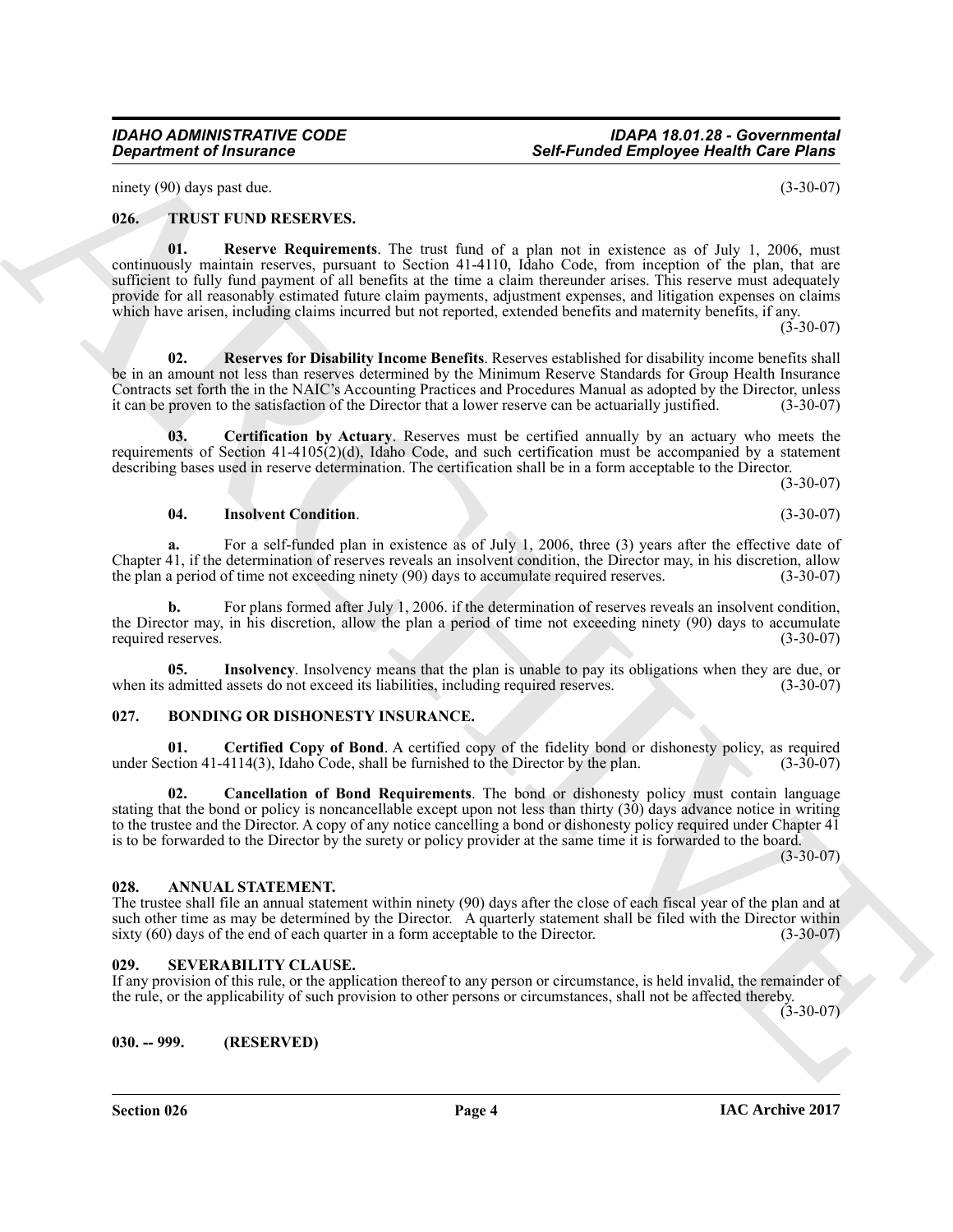ninety (90) days past due. (3-30-07)

## 026. TRUST FUND RESERVES.

**01. Reserve Requirements**. The trust fund of a plan not in existence as of July 1, 2006, must continuously maintain reserves, pursuant to Section 41-4110, Idaho Code, from inception of the plan, that are sufficient to fully fund payment of all benefits at the time a claim thereunder arises. This reserve must adequately provide for all reasonably estimated future claim payments, adjustment expenses, and litigation expenses on claims which have arisen, including claims incurred but not reported, extended benefits and maternity benefits, if any. (3-30-07)

**02. Reserves for Disability Income Benefits**. Reserves established for disability income benefits shall be in an amount not less than reserves determined by the Minimum Reserve Standards for Group Health Insurance Contracts set forth the in the NAIC's Accounting Practices and Procedures Manual as adopted by the Director, unless it can be proven to the satisfaction of the Director that a lower reserve can be actuarially justified. (3-30-07)

**03. Certification by Actuary**. Reserves must be certified annually by an actuary who meets the requirements of Section 41-4105(2)(d), Idaho Code, and such certification must be accompanied by a statement describing bases used in reserve determination. The certification shall be in a form acceptable to the Director. (3-30-07)

**04. Insolvent Condition**. (3-30-07)

**a.** For a self-funded plan in existence as of July 1, 2006, three (3) years after the effective date of Chapter 41, if the determination of reserves reveals an insolvent condition, the Director may, in his discretion, allow the plan a period of time not exceeding ninety (90) days to accumulate required reserves. (3-30-07)

**b.** For plans formed after July 1, 2006. if the determination of reserves reveals an insolvent condition, the Director may, in his discretion, allow the plan a period of time not exceeding ninety (90) days to accumulate required reserves. (3-30-07)

**05. Insolvency**. Insolvency means that the plan is unable to pay its obligations when they are due, or when its admitted assets do not exceed its liabilities, including required reserves. (3-30-07)

## 027. BONDING OR DISHONESTY INSURANCE.

**01. Certified Copy of Bond**. A certified copy of the fidelity bond or dishonesty policy, as required under Section 41-4114(3), Idaho Code, shall be furnished to the Director by the plan. (3-30-07)

**02. Cancellation of Bond Requirements**. The bond or dishonesty policy must contain language stating that the bond or policy is noncancellable except upon not less than thirty (30) days advance notice in writing to the trustee and the Director. A copy of any notice cancelling a bond or dishonesty policy required under Chapter 41 is to be forwarded to the Director by the surety or policy provider at the same time it is forwarded to the board. (3-30-07)

## 028. ANNUAL STATEMENT.

The trustee shall file an annual statement within ninety (90) days after the close of each fiscal year of the plan and at such other time as may be determined by the Director. A quarterly statement shall be filed with the Director within sixty (60) days of the end of each quarter in a form acceptable to the Director. (3-30-07)

## 029. SEVERABILITY CLAUSE.

If any provision of this rule, or the application thereof to any person or circumstance, is held invalid, the remainder of the rule, or the applicability of such provision to other persons or circumstances, shall not be affected thereby. (3-30-07)

## 030. -- 999. (RESERVED)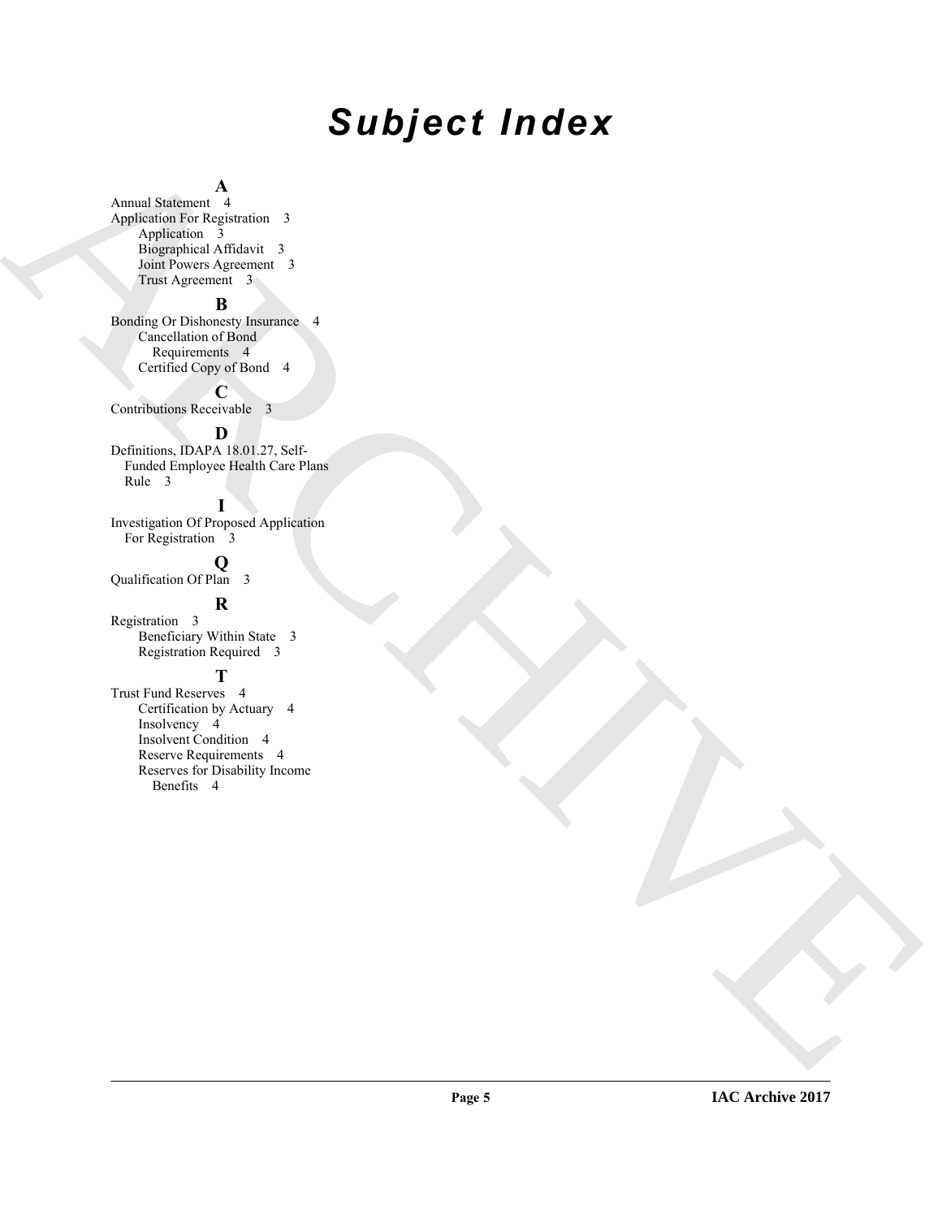# *Subject Index*

**A**

Annual Statement 4
Application For Registration 3
- Application 3
- Biographical Affidavit 3
- Joint Powers Agreement 3
- Trust Agreement 3

**B**

Bonding Or Dishonesty Insurance 4
- Cancellation of Bond Requirements 4
- Certified Copy of Bond 4

**C**

Contributions Receivable 3

**D**

Definitions, IDAPA 18.01.27, Self-Funded Employee Health Care Plans Rule 3

**I**

Investigation Of Proposed Application For Registration 3

**Q**

Qualification Of Plan 3

**R**

Registration 3
- Beneficiary Within State 3
- Registration Required 3

**T**

Trust Fund Reserves 4
- Certification by Actuary 4
- Insolvency 4
- Insolvent Condition 4
- Reserve Requirements 4
- Reserves for Disability Income Benefits 4